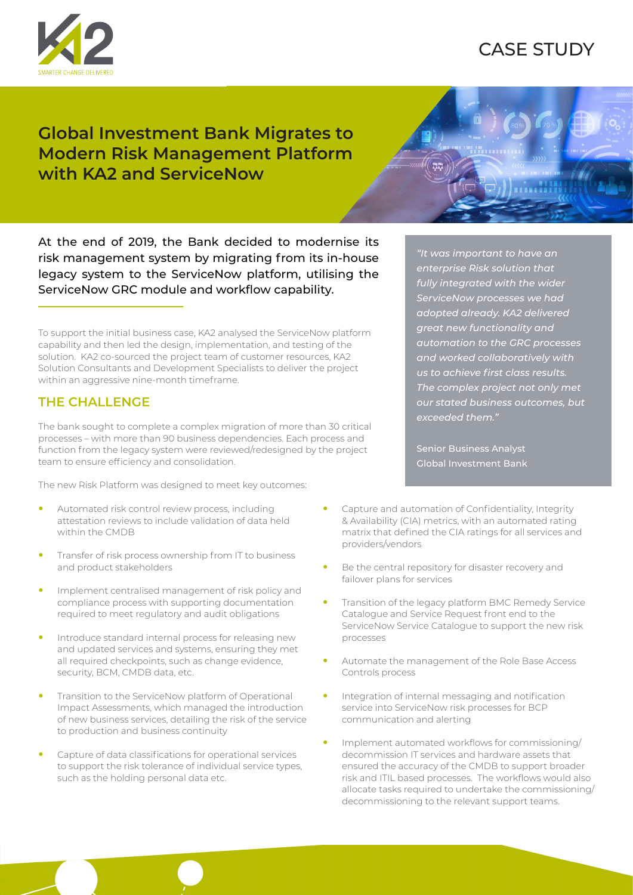CASE STUDY

# Global Investment Bank Migrates to Modern Risk Management Platform with KA2 and ServiceNow

At the end of 2019, the Bank decided to modernise its risk management system by migrating from its in-house legacy system to the ServiceNow platform, utilising the ServiceNow GRC module and workflow capability.

To support the initial business case, KA2 analysed the ServiceNow platform capability and then led the design, implementation, and testing of the solution. KA2 co-sourced the project team of customer resources, KA2 Solution Consultants and Development Specialists to deliver the project within an aggressive nine-month timeframe.

> *"It was important to have an enterprise Risk solution that fully integrated with the wider ServiceNow processes we had adopted already. KA2 delivered great new functionality and automation to the GRC processes and worked collaboratively with us to achieve first class results. The complex project not only met our stated business outcomes, but exceeded them."*
>
> Senior Business Analyst
> Global Investment Bank

## THE CHALLENGE

The bank sought to complete a complex migration of more than 30 critical processes – with more than 90 business dependencies. Each process and function from the legacy system were reviewed/redesigned by the project team to ensure efficiency and consolidation.

The new Risk Platform was designed to meet key outcomes:

- Automated risk control review process, including attestation reviews to include validation of data held within the CMDB
- Transfer of risk process ownership from IT to business and product stakeholders
- Implement centralised management of risk policy and compliance process with supporting documentation required to meet regulatory and audit obligations
- Introduce standard internal process for releasing new and updated services and systems, ensuring they met all required checkpoints, such as change evidence, security, BCM, CMDB data, etc.
- Transition to the ServiceNow platform of Operational Impact Assessments, which managed the introduction of new business services, detailing the risk of the service to production and business continuity
- Capture of data classifications for operational services to support the risk tolerance of individual service types, such as the holding personal data etc.
- Capture and automation of Confidentiality, Integrity & Availability (CIA) metrics, with an automated rating matrix that defined the CIA ratings for all services and providers/vendors
- Be the central repository for disaster recovery and failover plans for services
- Transition of the legacy platform BMC Remedy Service Catalogue and Service Request front end to the ServiceNow Service Catalogue to support the new risk processes
- Automate the management of the Role Base Access Controls process
- Integration of internal messaging and notification service into ServiceNow risk processes for BCP communication and alerting
- Implement automated workflows for commissioning/ decommission IT services and hardware assets that ensured the accuracy of the CMDB to support broader risk and ITIL based processes. The workflows would also allocate tasks required to undertake the commissioning/ decommissioning to the relevant support teams.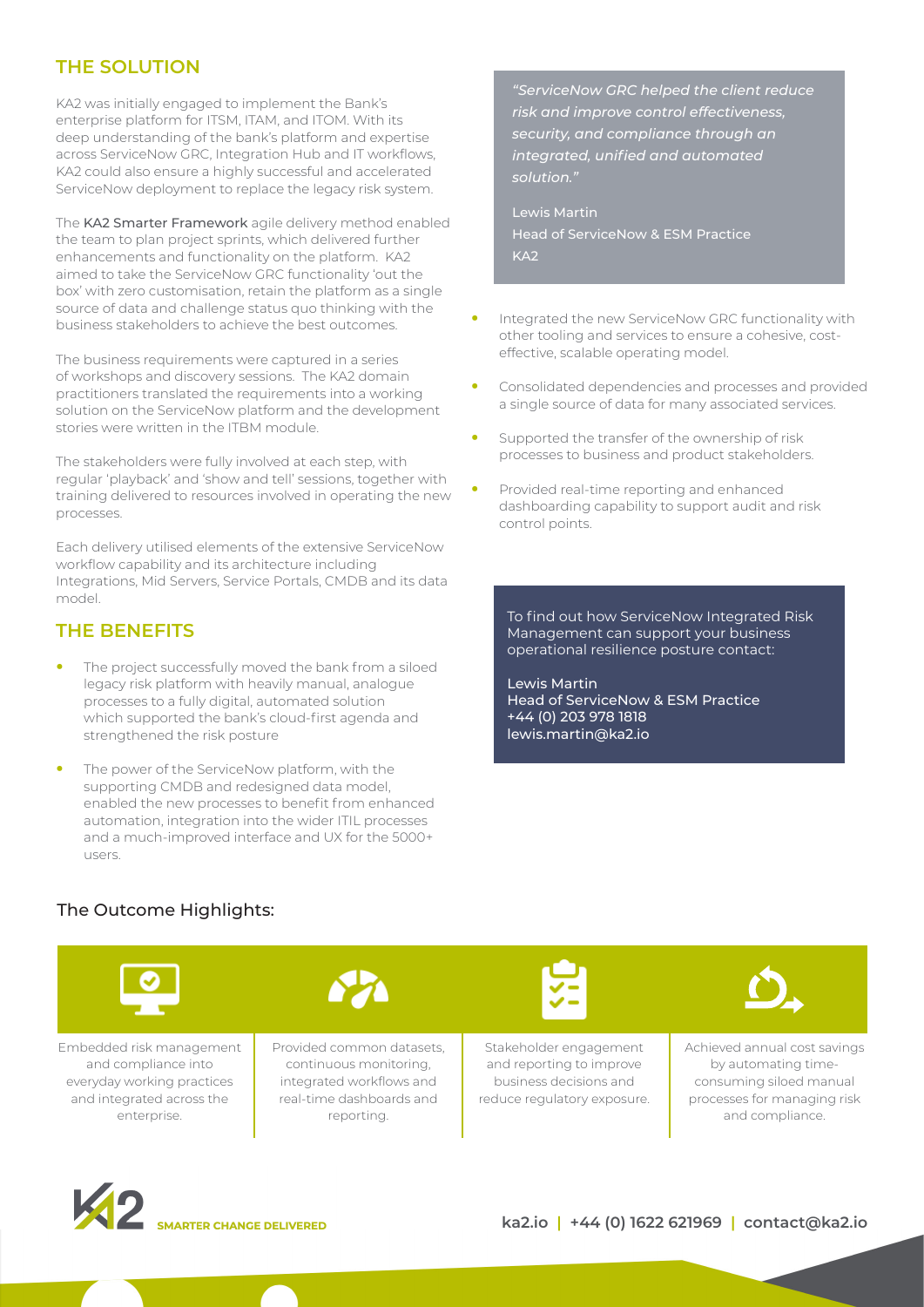## THE SOLUTION

KA2 was initially engaged to implement the Bank's enterprise platform for ITSM, ITAM, and ITOM. With its deep understanding of the bank's platform and expertise across ServiceNow GRC, Integration Hub and IT workflows, KA2 could also ensure a highly successful and accelerated ServiceNow deployment to replace the legacy risk system.

The KA2 Smarter Framework agile delivery method enabled the team to plan project sprints, which delivered further enhancements and functionality on the platform. KA2 aimed to take the ServiceNow GRC functionality 'out the box' with zero customisation, retain the platform as a single source of data and challenge status quo thinking with the business stakeholders to achieve the best outcomes.

The business requirements were captured in a series of workshops and discovery sessions. The KA2 domain practitioners translated the requirements into a working solution on the ServiceNow platform and the development stories were written in the ITBM module.

The stakeholders were fully involved at each step, with regular 'playback' and 'show and tell' sessions, together with training delivered to resources involved in operating the new processes.

Each delivery utilised elements of the extensive ServiceNow workflow capability and its architecture including Integrations, Mid Servers, Service Portals, CMDB and its data model.

## THE BENEFITS

- The project successfully moved the bank from a siloed legacy risk platform with heavily manual, analogue processes to a fully digital, automated solution which supported the bank's cloud-first agenda and strengthened the risk posture
- The power of the ServiceNow platform, with the supporting CMDB and redesigned data model, enabled the new processes to benefit from enhanced automation, integration into the wider ITIL processes and a much-improved interface and UX for the 5000+ users.

> *"ServiceNow GRC helped the client reduce risk and improve control effectiveness, security, and compliance through an integrated, unified and automated solution."*
>
> Lewis Martin
> Head of ServiceNow & ESM Practice
> KA2

- Integrated the new ServiceNow GRC functionality with other tooling and services to ensure a cohesive, cost-effective, scalable operating model.
- Consolidated dependencies and processes and provided a single source of data for many associated services.
- Supported the transfer of the ownership of risk processes to business and product stakeholders.
- Provided real-time reporting and enhanced dashboarding capability to support audit and risk control points.

To find out how ServiceNow Integrated Risk Management can support your business operational resilience posture contact:

Lewis Martin
Head of ServiceNow & ESM Practice
+44 (0) 203 978 1818
lewis.martin@ka2.io

### The Outcome Highlights:

- Embedded risk management and compliance into everyday working practices and integrated across the enterprise.
- Provided common datasets, continuous monitoring, integrated workflows and real-time dashboards and reporting.
- Stakeholder engagement and reporting to improve business decisions and reduce regulatory exposure.
- Achieved annual cost savings by automating time-consuming siloed manual processes for managing risk and compliance.

KA2 SMARTER CHANGE DELIVERED

ka2.io | +44 (0) 1622 621969 | contact@ka2.io